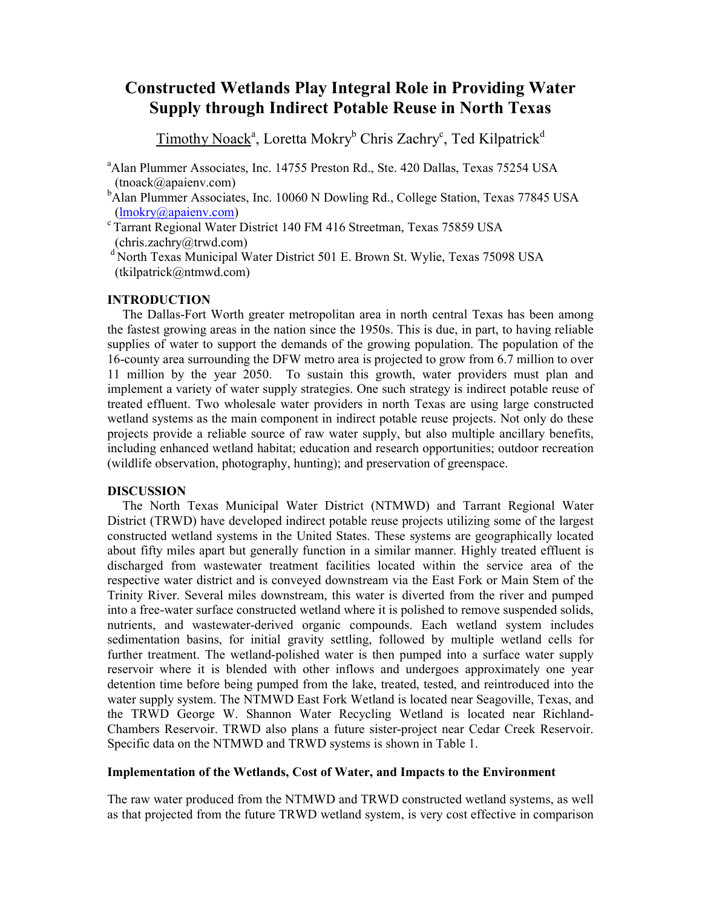# Constructed Wetlands Play Integral Role in Providing Water Supply through Indirect Potable Reuse in North Texas

Timothy Noack[a], Loretta Mokry[b] Chris Zachry[c], Ted Kilpatrick[d]

[a]Alan Plummer Associates, Inc. 14755 Preston Rd., Ste. 420 Dallas, Texas 75254 USA (tnoack@apaienv.com)

[b]Alan Plummer Associates, Inc. 10060 N Dowling Rd., College Station, Texas 77845 USA (lmokry@apaienv.com)

[c] Tarrant Regional Water District 140 FM 416 Streetman, Texas 75859 USA (chris.zachry@trwd.com)

[d] North Texas Municipal Water District 501 E. Brown St. Wylie, Texas 75098 USA (tkilpatrick@ntmwd.com)

## INTRODUCTION

The Dallas-Fort Worth greater metropolitan area in north central Texas has been among the fastest growing areas in the nation since the 1950s. This is due, in part, to having reliable supplies of water to support the demands of the growing population. The population of the 16-county area surrounding the DFW metro area is projected to grow from 6.7 million to over 11 million by the year 2050. To sustain this growth, water providers must plan and implement a variety of water supply strategies. One such strategy is indirect potable reuse of treated effluent. Two wholesale water providers in north Texas are using large constructed wetland systems as the main component in indirect potable reuse projects. Not only do these projects provide a reliable source of raw water supply, but also multiple ancillary benefits, including enhanced wetland habitat; education and research opportunities; outdoor recreation (wildlife observation, photography, hunting); and preservation of greenspace.

## DISCUSSION

The North Texas Municipal Water District (NTMWD) and Tarrant Regional Water District (TRWD) have developed indirect potable reuse projects utilizing some of the largest constructed wetland systems in the United States. These systems are geographically located about fifty miles apart but generally function in a similar manner. Highly treated effluent is discharged from wastewater treatment facilities located within the service area of the respective water district and is conveyed downstream via the East Fork or Main Stem of the Trinity River. Several miles downstream, this water is diverted from the river and pumped into a free-water surface constructed wetland where it is polished to remove suspended solids, nutrients, and wastewater-derived organic compounds. Each wetland system includes sedimentation basins, for initial gravity settling, followed by multiple wetland cells for further treatment. The wetland-polished water is then pumped into a surface water supply reservoir where it is blended with other inflows and undergoes approximately one year detention time before being pumped from the lake, treated, tested, and reintroduced into the water supply system. The NTMWD East Fork Wetland is located near Seagoville, Texas, and the TRWD George W. Shannon Water Recycling Wetland is located near Richland-Chambers Reservoir. TRWD also plans a future sister-project near Cedar Creek Reservoir. Specific data on the NTMWD and TRWD systems is shown in Table 1.

### Implementation of the Wetlands, Cost of Water, and Impacts to the Environment

The raw water produced from the NTMWD and TRWD constructed wetland systems, as well as that projected from the future TRWD wetland system, is very cost effective in comparison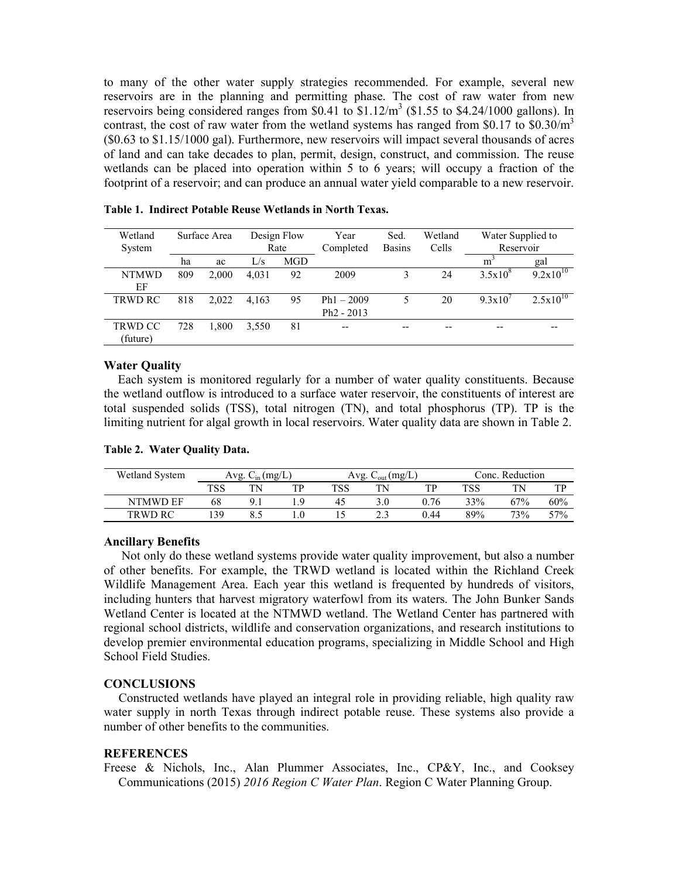to many of the other water supply strategies recommended. For example, several new reservoirs are in the planning and permitting phase. The cost of raw water from new reservoirs being considered ranges from $0.41 to $1.12/m$^3$ ($1.55 to $4.24/1000 gallons). In contrast, the cost of raw water from the wetland systems has ranged from $0.17 to $0.30/m$^3$ ($0.63 to $1.15/1000 gal). Furthermore, new reservoirs will impact several thousands of acres of land and can take decades to plan, permit, design, construct, and commission. The reuse wetlands can be placed into operation within 5 to 6 years; will occupy a fraction of the footprint of a reservoir; and can produce an annual water yield comparable to a new reservoir.

**Table 1. Indirect Potable Reuse Wetlands in North Texas.**

| Wetland System | Surface Area | | Design Flow Rate | | Year Completed | Sed. Basins | Wetland Cells | Water Supplied to Reservoir | |
|---|---|---|---|---|---|---|---|---|---|
| | ha | ac | L/s | MGD | | | | m$^3$ | gal |
| NTMWD EF | 809 | 2,000 | 4,031 | 92 | 2009 | 3 | 24 | $3.5 \times 10^8$ | $9.2 \times 10^{10}$ |
| TRWD RC | 818 | 2,022 | 4,163 | 95 | Ph1 – 2009 Ph2 - 2013 | 5 | 20 | $9.3 \times 10^7$ | $2.5 \times 10^{10}$ |
| TRWD CC (future) | 728 | 1,800 | 3,550 | 81 | -- | -- | -- | -- | -- |

## Water Quality

Each system is monitored regularly for a number of water quality constituents. Because the wetland outflow is introduced to a surface water reservoir, the constituents of interest are total suspended solids (TSS), total nitrogen (TN), and total phosphorus (TP). TP is the limiting nutrient for algal growth in local reservoirs. Water quality data are shown in Table 2.

**Table 2. Water Quality Data.**

| Wetland System | Avg. $C_{in}$ (mg/L) | | | Avg. $C_{out}$ (mg/L) | | | Conc. Reduction | | |
|---|---|---|---|---|---|---|---|---|---|
| | TSS | TN | TP | TSS | TN | TP | TSS | TN | TP |
| NTMWD EF | 68 | 9.1 | 1.9 | 45 | 3.0 | 0.76 | 33% | 67% | 60% |
| TRWD RC | 139 | 8.5 | 1.0 | 15 | 2.3 | 0.44 | 89% | 73% | 57% |

## Ancillary Benefits

Not only do these wetland systems provide water quality improvement, but also a number of other benefits. For example, the TRWD wetland is located within the Richland Creek Wildlife Management Area. Each year this wetland is frequented by hundreds of visitors, including hunters that harvest migratory waterfowl from its waters. The John Bunker Sands Wetland Center is located at the NTMWD wetland. The Wetland Center has partnered with regional school districts, wildlife and conservation organizations, and research institutions to develop premier environmental education programs, specializing in Middle School and High School Field Studies.

## CONCLUSIONS

Constructed wetlands have played an integral role in providing reliable, high quality raw water supply in north Texas through indirect potable reuse. These systems also provide a number of other benefits to the communities.

## REFERENCES

Freese & Nichols, Inc., Alan Plummer Associates, Inc., CP&Y, Inc., and Cooksey Communications (2015) *2016 Region C Water Plan*. Region C Water Planning Group.